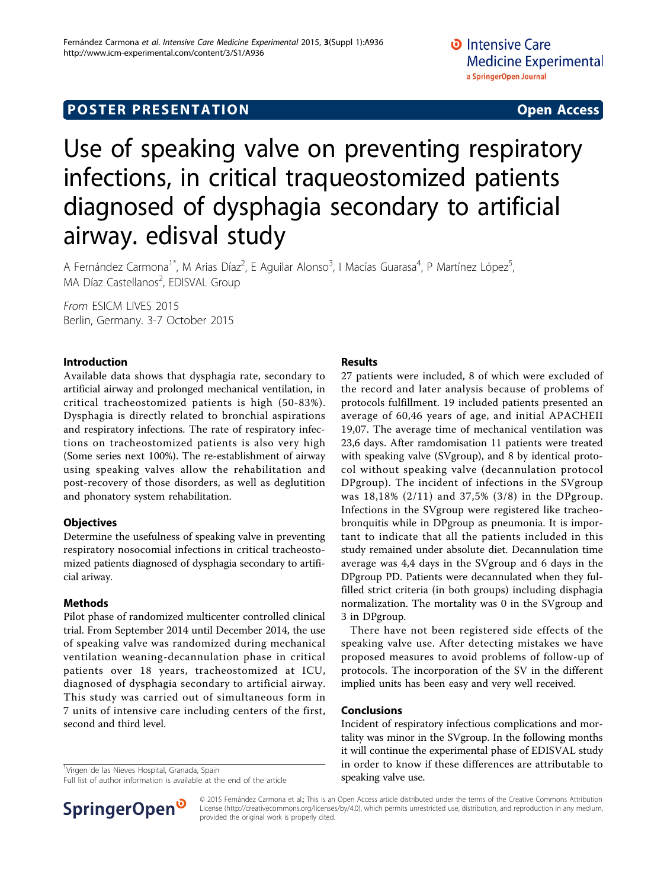POSTER PRESENTATION Open Access

# Use of speaking valve on preventing respiratory infections, in critical traqueostomized patients diagnosed of dysphagia secondary to artificial airway. edisval study

A Fernández Carmona[1*], M Arias Díaz[2], E Aguilar Alonso[3], I Macías Guarasa[4], P Martínez López[5], MA Díaz Castellanos[2], EDISVAL Group

*From* ESICM LIVES 2015
Berlin, Germany. 3-7 October 2015

## Introduction

Available data shows that dysphagia rate, secondary to artificial airway and prolonged mechanical ventilation, in critical tracheostomized patients is high (50-83%). Dysphagia is directly related to bronchial aspirations and respiratory infections. The rate of respiratory infections on tracheostomized patients is also very high (Some series next 100%). The re-establishment of airway using speaking valves allow the rehabilitation and post-recovery of those disorders, as well as deglutition and phonatory system rehabilitation.

## Objectives

Determine the usefulness of speaking valve in preventing respiratory nosocomial infections in critical tracheostomized patients diagnosed of dysphagia secondary to artificial ariway.

## Methods

Pilot phase of randomized multicenter controlled clinical trial. From September 2014 until December 2014, the use of speaking valve was randomized during mechanical ventilation weaning-decannulation phase in critical patients over 18 years, tracheostomized at ICU, diagnosed of dysphagia secondary to artificial airway. This study was carried out of simultaneous form in 7 units of intensive care including centers of the first, second and third level.

## Results

27 patients were included, 8 of which were excluded of the record and later analysis because of problems of protocols fulfillment. 19 included patients presented an average of 60,46 years of age, and initial APACHEII 19,07. The average time of mechanical ventilation was 23,6 days. After ramdomisation 11 patients were treated with speaking valve (SVgroup), and 8 by identical protocol without speaking valve (decannulation protocol DPgroup). The incident of infections in the SVgroup was 18,18% (2/11) and 37,5% (3/8) in the DPgroup. Infections in the SVgroup were registered like tracheobronquitis while in DPgroup as pneumonia. It is important to indicate that all the patients included in this study remained under absolute diet. Decannulation time average was 4,4 days in the SVgroup and 6 days in the DPgroup PD. Patients were decannulated when they fulfilled strict criteria (in both groups) including disphagia normalization. The mortality was 0 in the SVgroup and 3 in DPgroup.

There have not been registered side effects of the speaking valve use. After detecting mistakes we have proposed measures to avoid problems of follow-up of protocols. The incorporation of the SV in the different implied units has been easy and very well received.

## Conclusions

Incident of respiratory infectious complications and mortality was minor in the SVgroup. In the following months it will continue the experimental phase of EDISVAL study in order to know if these differences are attributable to speaking valve use.

[1]Virgen de las Nieves Hospital, Granada, Spain
Full list of author information is available at the end of the article

© 2015 Fernández Carmona et al.; This is an Open Access article distributed under the terms of the Creative Commons Attribution License (http://creativecommons.org/licenses/by/4.0), which permits unrestricted use, distribution, and reproduction in any medium, provided the original work is properly cited.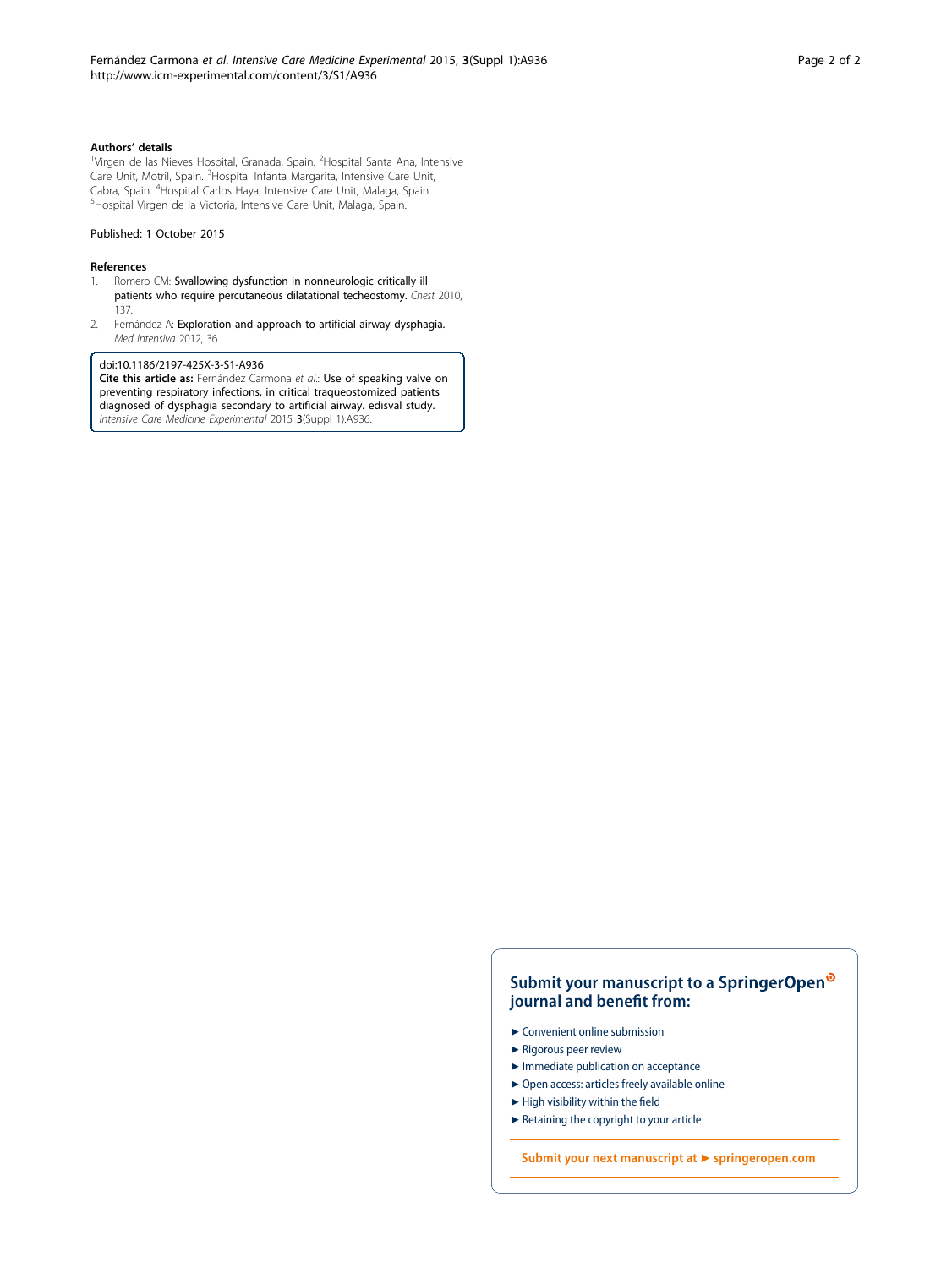### Authors' details

[1]Virgen de las Nieves Hospital, Granada, Spain. [2]Hospital Santa Ana, Intensive Care Unit, Motril, Spain. [3]Hospital Infanta Margarita, Intensive Care Unit, Cabra, Spain. [4]Hospital Carlos Haya, Intensive Care Unit, Malaga, Spain. [5]Hospital Virgen de la Victoria, Intensive Care Unit, Malaga, Spain.

Published: 1 October 2015

### References

1. Romero CM: **Swallowing dysfunction in nonneurologic critically ill patients who require percutaneous dilatational techeostomy.** *Chest* 2010, 137.
2. Fernández A: **Exploration and approach to artificial airway dysphagia.** *Med Intensiva* 2012, 36.

doi:10.1186/2197-425X-3-S1-A936

**Cite this article as:** Fernández Carmona *et al.*: Use of speaking valve on preventing respiratory infections, in critical traqueostomized patients diagnosed of dysphagia secondary to artificial airway. edisval study. *Intensive Care Medicine Experimental* 2015 **3**(Suppl 1):A936.

**Submit your manuscript to a SpringerOpen journal and benefit from:**

- ► Convenient online submission
- ► Rigorous peer review
- ► Immediate publication on acceptance
- ► Open access: articles freely available online
- ► High visibility within the field
- ► Retaining the copyright to your article

**Submit your next manuscript at ► springeropen.com**